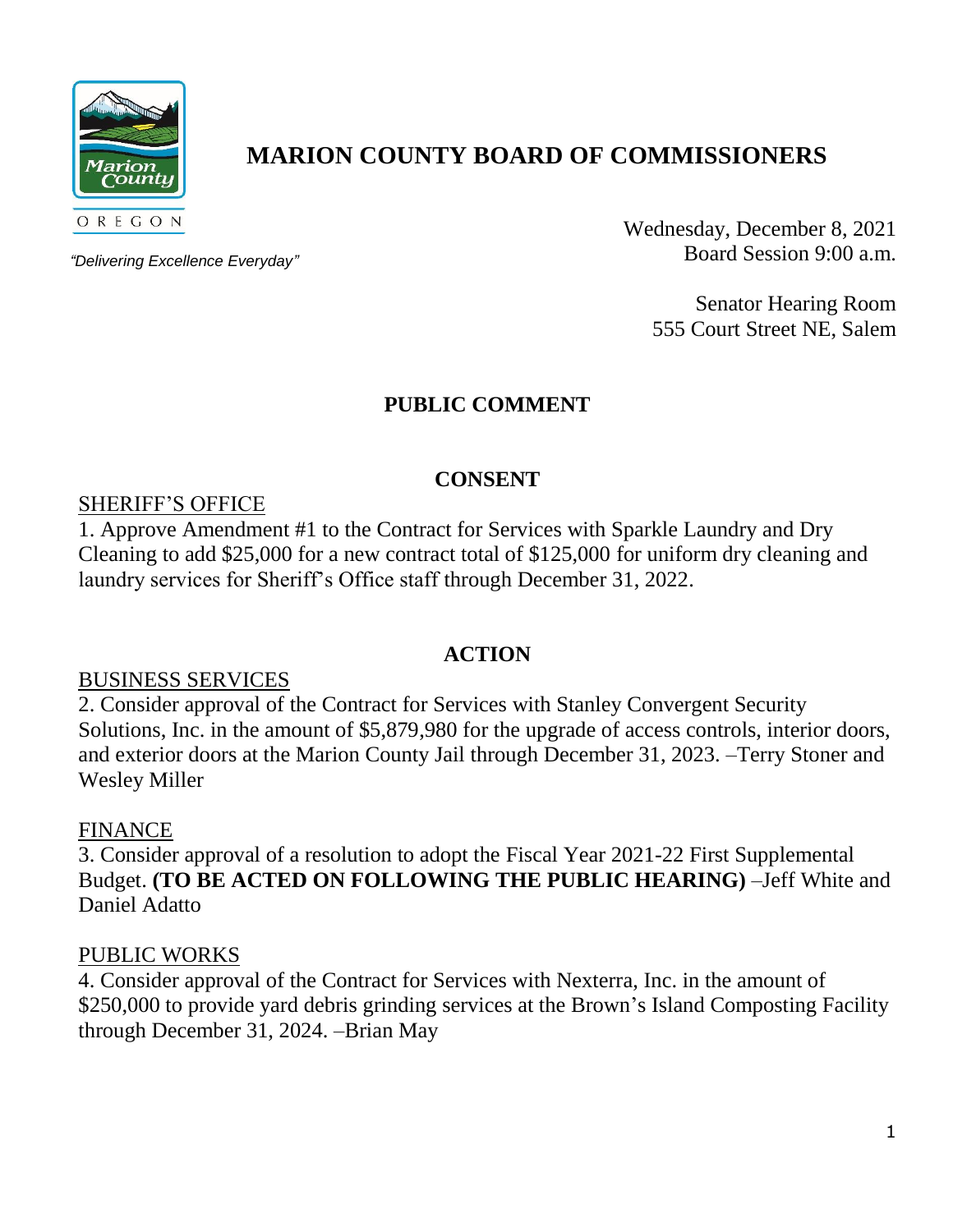# MARION COUNTY BOARD OF COMMISSIONERS

Marion County
OREGON

*"Delivering Excellence Everyday"*

Wednesday, December 8, 2021
Board Session 9:00 a.m.

Senator Hearing Room
555 Court Street NE, Salem

## PUBLIC COMMENT

## CONSENT

SHERIFF'S OFFICE

1. Approve Amendment #1 to the Contract for Services with Sparkle Laundry and Dry Cleaning to add $25,000 for a new contract total of $125,000 for uniform dry cleaning and laundry services for Sheriff's Office staff through December 31, 2022.

## ACTION

BUSINESS SERVICES

2. Consider approval of the Contract for Services with Stanley Convergent Security Solutions, Inc. in the amount of $5,879,980 for the upgrade of access controls, interior doors, and exterior doors at the Marion County Jail through December 31, 2023. –Terry Stoner and Wesley Miller

FINANCE

3. Consider approval of a resolution to adopt the Fiscal Year 2021-22 First Supplemental Budget. **(TO BE ACTED ON FOLLOWING THE PUBLIC HEARING)** –Jeff White and Daniel Adatto

PUBLIC WORKS

4. Consider approval of the Contract for Services with Nexterra, Inc. in the amount of $250,000 to provide yard debris grinding services at the Brown's Island Composting Facility through December 31, 2024. –Brian May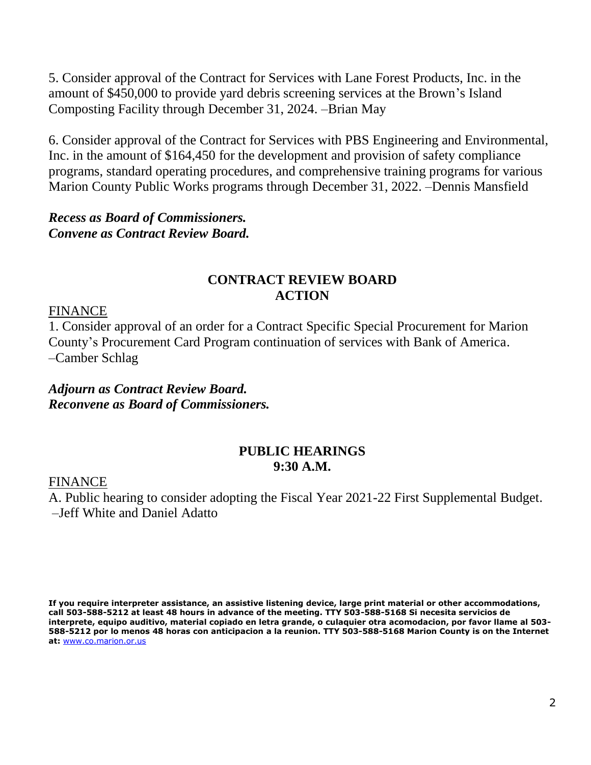5. Consider approval of the Contract for Services with Lane Forest Products, Inc. in the amount of $450,000 to provide yard debris screening services at the Brown's Island Composting Facility through December 31, 2024. –Brian May

6. Consider approval of the Contract for Services with PBS Engineering and Environmental, Inc. in the amount of $164,450 for the development and provision of safety compliance programs, standard operating procedures, and comprehensive training programs for various Marion County Public Works programs through December 31, 2022. –Dennis Mansfield

***Recess as Board of Commissioners.***
***Convene as Contract Review Board.***

## CONTRACT REVIEW BOARD ACTION

FINANCE

1. Consider approval of an order for a Contract Specific Special Procurement for Marion County's Procurement Card Program continuation of services with Bank of America. –Camber Schlag

***Adjourn as Contract Review Board.***
***Reconvene as Board of Commissioners.***

## PUBLIC HEARINGS 9:30 A.M.

FINANCE

A. Public hearing to consider adopting the Fiscal Year 2021-22 First Supplemental Budget. –Jeff White and Daniel Adatto

**If you require interpreter assistance, an assistive listening device, large print material or other accommodations, call 503-588-5212 at least 48 hours in advance of the meeting. TTY 503-588-5168 Si necesita servicios de interprete, equipo auditivo, material copiado en letra grande, o culaquier otra acomodacion, por favor llame al 503-588-5212 por lo menos 48 horas con anticipacion a la reunion. TTY 503-588-5168 Marion County is on the Internet at:** www.co.marion.or.us